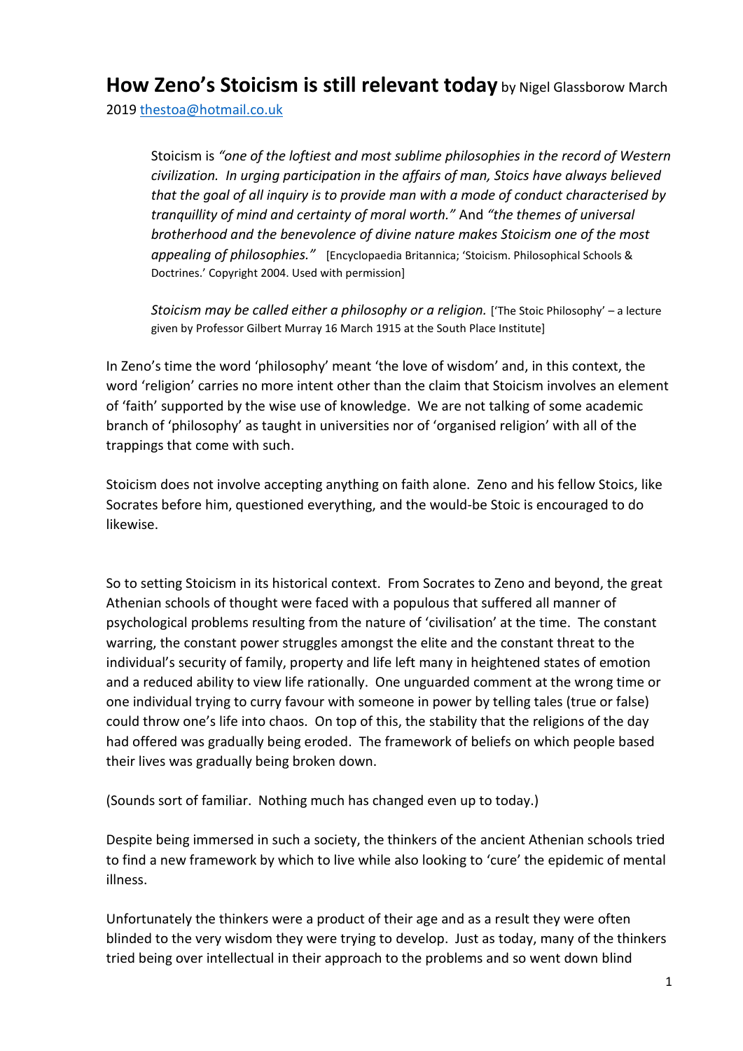# **How Zeno's Stoicism is still relevant today** by Nigel Glassborow March 2019 thestoa@hotmail.co.uk

> Stoicism is *"one of the loftiest and most sublime philosophies in the record of Western civilization. In urging participation in the affairs of man, Stoics have always believed that the goal of all inquiry is to provide man with a mode of conduct characterised by tranquillity of mind and certainty of moral worth."* And *"the themes of universal brotherhood and the benevolence of divine nature makes Stoicism one of the most appealing of philosophies."* [Encyclopaedia Britannica; 'Stoicism. Philosophical Schools & Doctrines.' Copyright 2004. Used with permission]
>
> *Stoicism may be called either a philosophy or a religion.* ['The Stoic Philosophy' – a lecture given by Professor Gilbert Murray 16 March 1915 at the South Place Institute]

In Zeno's time the word 'philosophy' meant 'the love of wisdom' and, in this context, the word 'religion' carries no more intent other than the claim that Stoicism involves an element of 'faith' supported by the wise use of knowledge. We are not talking of some academic branch of 'philosophy' as taught in universities nor of 'organised religion' with all of the trappings that come with such.

Stoicism does not involve accepting anything on faith alone. Zeno and his fellow Stoics, like Socrates before him, questioned everything, and the would-be Stoic is encouraged to do likewise.

So to setting Stoicism in its historical context. From Socrates to Zeno and beyond, the great Athenian schools of thought were faced with a populous that suffered all manner of psychological problems resulting from the nature of 'civilisation' at the time. The constant warring, the constant power struggles amongst the elite and the constant threat to the individual's security of family, property and life left many in heightened states of emotion and a reduced ability to view life rationally. One unguarded comment at the wrong time or one individual trying to curry favour with someone in power by telling tales (true or false) could throw one's life into chaos. On top of this, the stability that the religions of the day had offered was gradually being eroded. The framework of beliefs on which people based their lives was gradually being broken down.

(Sounds sort of familiar. Nothing much has changed even up to today.)

Despite being immersed in such a society, the thinkers of the ancient Athenian schools tried to find a new framework by which to live while also looking to 'cure' the epidemic of mental illness.

Unfortunately the thinkers were a product of their age and as a result they were often blinded to the very wisdom they were trying to develop. Just as today, many of the thinkers tried being over intellectual in their approach to the problems and so went down blind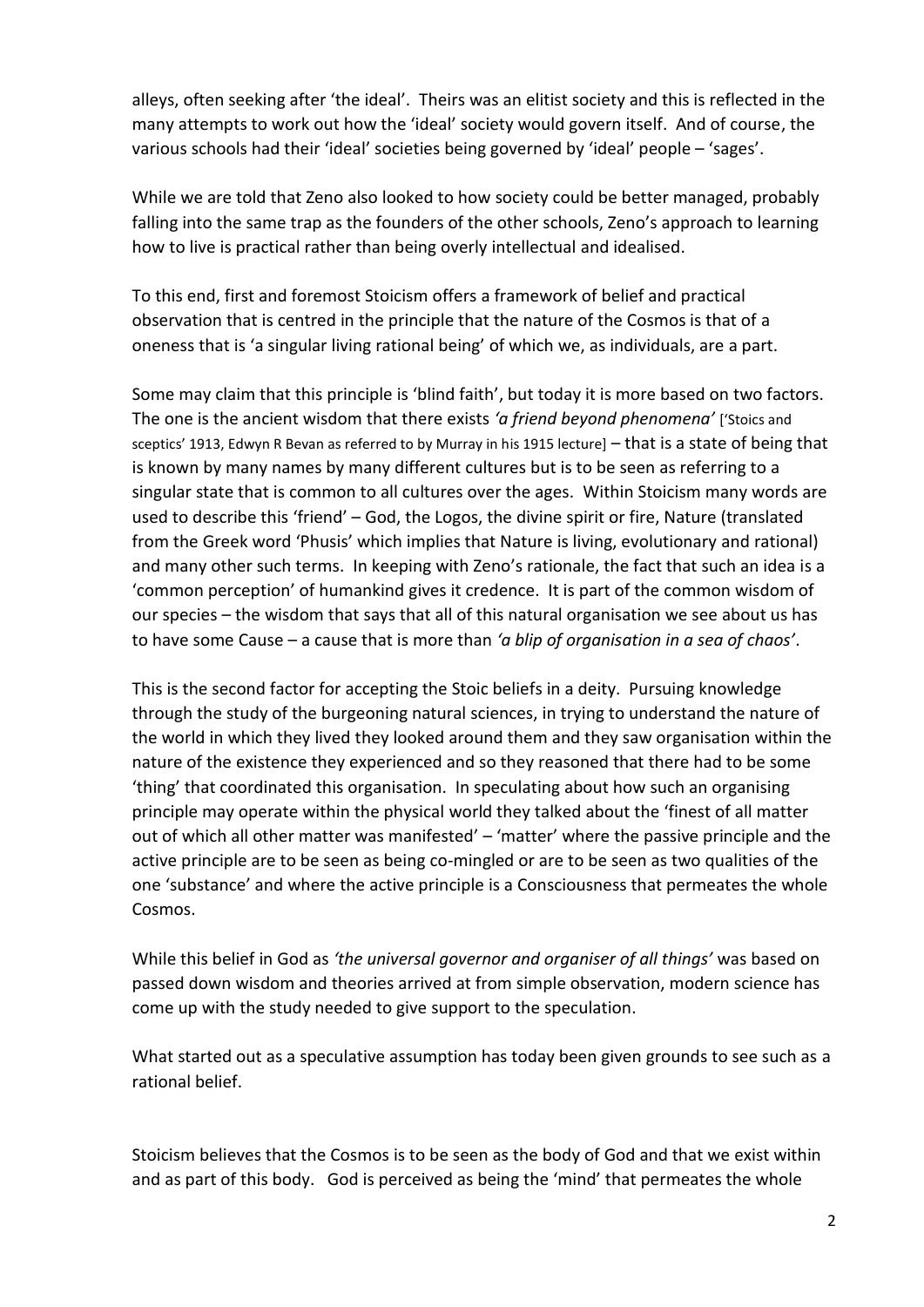alleys, often seeking after 'the ideal'. Theirs was an elitist society and this is reflected in the many attempts to work out how the 'ideal' society would govern itself. And of course, the various schools had their 'ideal' societies being governed by 'ideal' people – 'sages'.

While we are told that Zeno also looked to how society could be better managed, probably falling into the same trap as the founders of the other schools, Zeno's approach to learning how to live is practical rather than being overly intellectual and idealised.

To this end, first and foremost Stoicism offers a framework of belief and practical observation that is centred in the principle that the nature of the Cosmos is that of a oneness that is 'a singular living rational being' of which we, as individuals, are a part.

Some may claim that this principle is 'blind faith', but today it is more based on two factors. The one is the ancient wisdom that there exists *'a friend beyond phenomena'* ['Stoics and sceptics' 1913, Edwyn R Bevan as referred to by Murray in his 1915 lecture] – that is a state of being that is known by many names by many different cultures but is to be seen as referring to a singular state that is common to all cultures over the ages. Within Stoicism many words are used to describe this 'friend' – God, the Logos, the divine spirit or fire, Nature (translated from the Greek word 'Phusis' which implies that Nature is living, evolutionary and rational) and many other such terms. In keeping with Zeno's rationale, the fact that such an idea is a 'common perception' of humankind gives it credence. It is part of the common wisdom of our species – the wisdom that says that all of this natural organisation we see about us has to have some Cause – a cause that is more than *'a blip of organisation in a sea of chaos'*.

This is the second factor for accepting the Stoic beliefs in a deity. Pursuing knowledge through the study of the burgeoning natural sciences, in trying to understand the nature of the world in which they lived they looked around them and they saw organisation within the nature of the existence they experienced and so they reasoned that there had to be some 'thing' that coordinated this organisation. In speculating about how such an organising principle may operate within the physical world they talked about the 'finest of all matter out of which all other matter was manifested' – 'matter' where the passive principle and the active principle are to be seen as being co-mingled or are to be seen as two qualities of the one 'substance' and where the active principle is a Consciousness that permeates the whole Cosmos.

While this belief in God as *'the universal governor and organiser of all things'* was based on passed down wisdom and theories arrived at from simple observation, modern science has come up with the study needed to give support to the speculation.

What started out as a speculative assumption has today been given grounds to see such as a rational belief.

Stoicism believes that the Cosmos is to be seen as the body of God and that we exist within and as part of this body. God is perceived as being the 'mind' that permeates the whole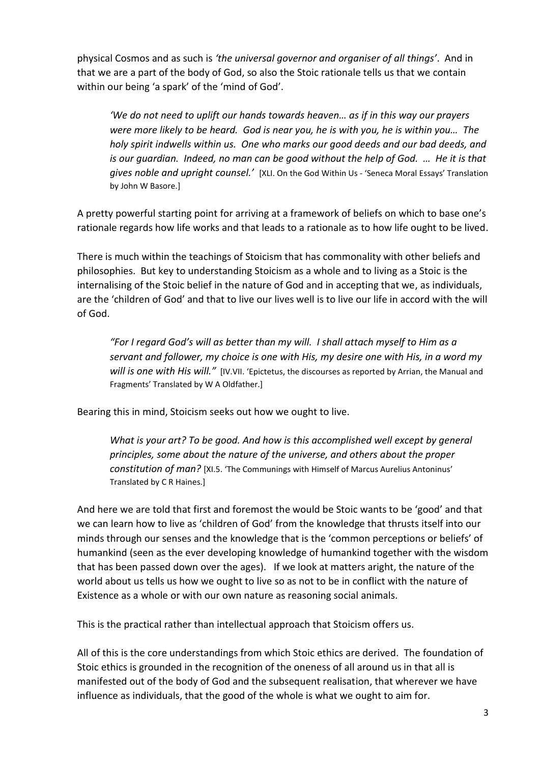physical Cosmos and as such is *'the universal governor and organiser of all things'*. And in that we are a part of the body of God, so also the Stoic rationale tells us that we contain within our being 'a spark' of the 'mind of God'.

> *'We do not need to uplift our hands towards heaven… as if in this way our prayers were more likely to be heard. God is near you, he is with you, he is within you… The holy spirit indwells within us. One who marks our good deeds and our bad deeds, and is our guardian. Indeed, no man can be good without the help of God. … He it is that gives noble and upright counsel.'* [XLI. On the God Within Us - 'Seneca Moral Essays' Translation by John W Basore.]

A pretty powerful starting point for arriving at a framework of beliefs on which to base one's rationale regards how life works and that leads to a rationale as to how life ought to be lived.

There is much within the teachings of Stoicism that has commonality with other beliefs and philosophies. But key to understanding Stoicism as a whole and to living as a Stoic is the internalising of the Stoic belief in the nature of God and in accepting that we, as individuals, are the 'children of God' and that to live our lives well is to live our life in accord with the will of God.

> *"For I regard God's will as better than my will. I shall attach myself to Him as a servant and follower, my choice is one with His, my desire one with His, in a word my will is one with His will."* [IV.VII. 'Epictetus, the discourses as reported by Arrian, the Manual and Fragments' Translated by W A Oldfather.]

Bearing this in mind, Stoicism seeks out how we ought to live.

> *What is your art? To be good. And how is this accomplished well except by general principles, some about the nature of the universe, and others about the proper constitution of man?* [XI.5. 'The Communings with Himself of Marcus Aurelius Antoninus' Translated by C R Haines.]

And here we are told that first and foremost the would be Stoic wants to be 'good' and that we can learn how to live as 'children of God' from the knowledge that thrusts itself into our minds through our senses and the knowledge that is the 'common perceptions or beliefs' of humankind (seen as the ever developing knowledge of humankind together with the wisdom that has been passed down over the ages). If we look at matters aright, the nature of the world about us tells us how we ought to live so as not to be in conflict with the nature of Existence as a whole or with our own nature as reasoning social animals.

This is the practical rather than intellectual approach that Stoicism offers us.

All of this is the core understandings from which Stoic ethics are derived. The foundation of Stoic ethics is grounded in the recognition of the oneness of all around us in that all is manifested out of the body of God and the subsequent realisation, that wherever we have influence as individuals, that the good of the whole is what we ought to aim for.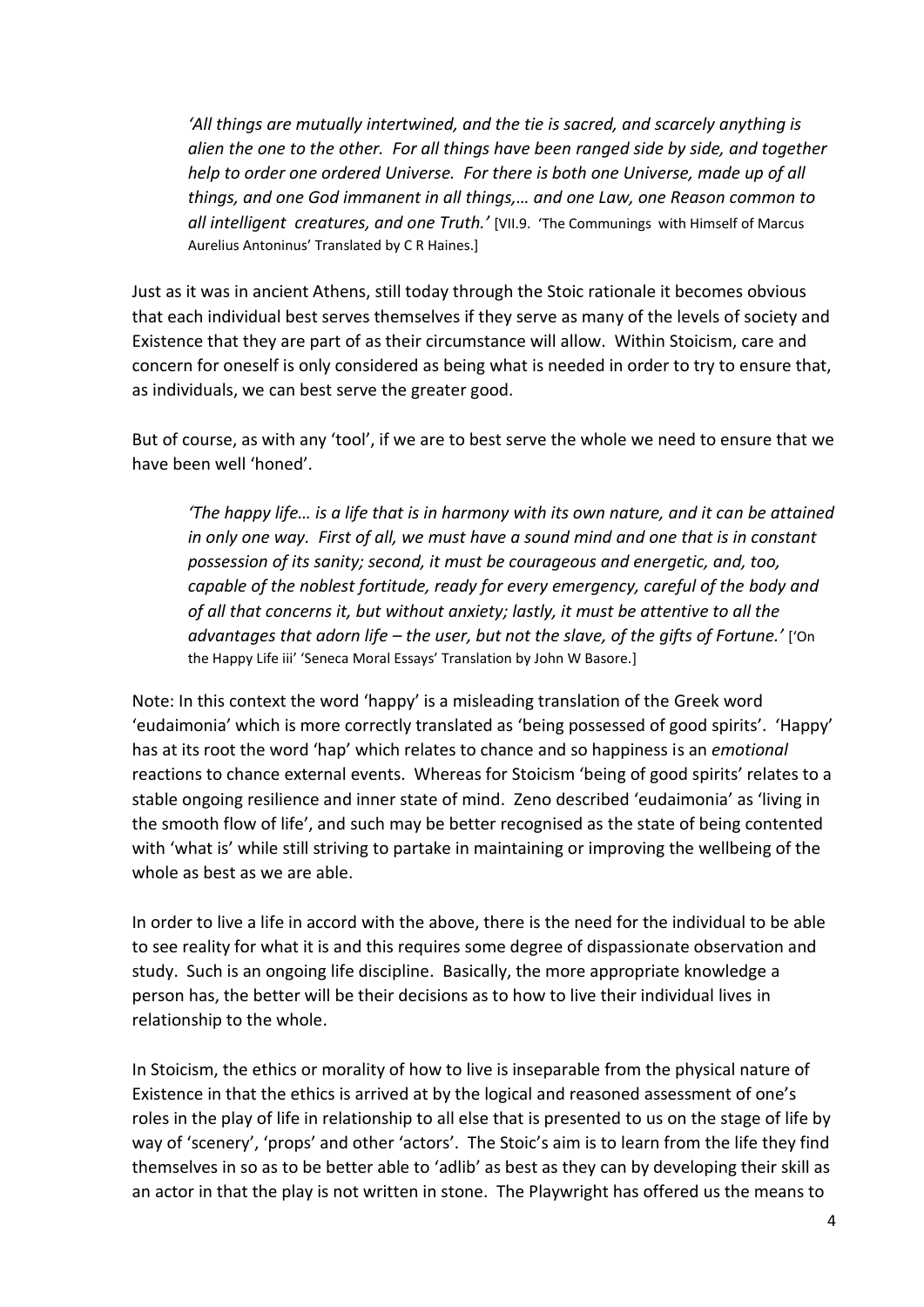> *'All things are mutually intertwined, and the tie is sacred, and scarcely anything is alien the one to the other. For all things have been ranged side by side, and together help to order one ordered Universe. For there is both one Universe, made up of all things, and one God immanent in all things,… and one Law, one Reason common to all intelligent creatures, and one Truth.'* [VII.9. 'The Communings with Himself of Marcus Aurelius Antoninus' Translated by C R Haines.]

Just as it was in ancient Athens, still today through the Stoic rationale it becomes obvious that each individual best serves themselves if they serve as many of the levels of society and Existence that they are part of as their circumstance will allow. Within Stoicism, care and concern for oneself is only considered as being what is needed in order to try to ensure that, as individuals, we can best serve the greater good.

But of course, as with any 'tool', if we are to best serve the whole we need to ensure that we have been well 'honed'.

> *'The happy life… is a life that is in harmony with its own nature, and it can be attained in only one way. First of all, we must have a sound mind and one that is in constant possession of its sanity; second, it must be courageous and energetic, and, too, capable of the noblest fortitude, ready for every emergency, careful of the body and of all that concerns it, but without anxiety; lastly, it must be attentive to all the advantages that adorn life – the user, but not the slave, of the gifts of Fortune.'* ['On the Happy Life iii' 'Seneca Moral Essays' Translation by John W Basore.]

Note: In this context the word 'happy' is a misleading translation of the Greek word 'eudaimonia' which is more correctly translated as 'being possessed of good spirits'. 'Happy' has at its root the word 'hap' which relates to chance and so happiness is an *emotional* reactions to chance external events. Whereas for Stoicism 'being of good spirits' relates to a stable ongoing resilience and inner state of mind. Zeno described 'eudaimonia' as 'living in the smooth flow of life', and such may be better recognised as the state of being contented with 'what is' while still striving to partake in maintaining or improving the wellbeing of the whole as best as we are able.

In order to live a life in accord with the above, there is the need for the individual to be able to see reality for what it is and this requires some degree of dispassionate observation and study. Such is an ongoing life discipline. Basically, the more appropriate knowledge a person has, the better will be their decisions as to how to live their individual lives in relationship to the whole.

In Stoicism, the ethics or morality of how to live is inseparable from the physical nature of Existence in that the ethics is arrived at by the logical and reasoned assessment of one's roles in the play of life in relationship to all else that is presented to us on the stage of life by way of 'scenery', 'props' and other 'actors'. The Stoic's aim is to learn from the life they find themselves in so as to be better able to 'adlib' as best as they can by developing their skill as an actor in that the play is not written in stone. The Playwright has offered us the means to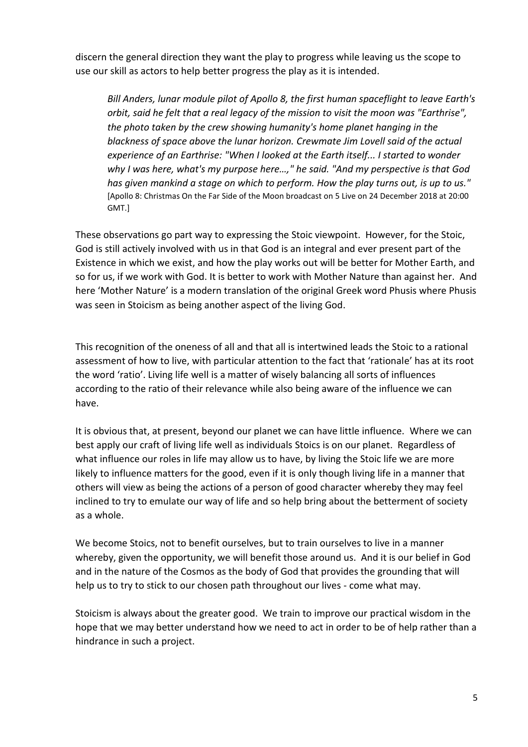discern the general direction they want the play to progress while leaving us the scope to use our skill as actors to help better progress the play as it is intended.

> *Bill Anders, lunar module pilot of Apollo 8, the first human spaceflight to leave Earth's orbit, said he felt that a real legacy of the mission to visit the moon was "Earthrise", the photo taken by the crew showing humanity's home planet hanging in the blackness of space above the lunar horizon. Crewmate Jim Lovell said of the actual experience of an Earthrise: "When I looked at the Earth itself... I started to wonder why I was here, what's my purpose here…," he said. "And my perspective is that God has given mankind a stage on which to perform. How the play turns out, is up to us."* [Apollo 8: Christmas On the Far Side of the Moon broadcast on 5 Live on 24 December 2018 at 20:00 GMT.]

These observations go part way to expressing the Stoic viewpoint. However, for the Stoic, God is still actively involved with us in that God is an integral and ever present part of the Existence in which we exist, and how the play works out will be better for Mother Earth, and so for us, if we work with God. It is better to work with Mother Nature than against her. And here 'Mother Nature' is a modern translation of the original Greek word Phusis where Phusis was seen in Stoicism as being another aspect of the living God.

This recognition of the oneness of all and that all is intertwined leads the Stoic to a rational assessment of how to live, with particular attention to the fact that 'rationale' has at its root the word 'ratio'. Living life well is a matter of wisely balancing all sorts of influences according to the ratio of their relevance while also being aware of the influence we can have.

It is obvious that, at present, beyond our planet we can have little influence. Where we can best apply our craft of living life well as individuals Stoics is on our planet. Regardless of what influence our roles in life may allow us to have, by living the Stoic life we are more likely to influence matters for the good, even if it is only though living life in a manner that others will view as being the actions of a person of good character whereby they may feel inclined to try to emulate our way of life and so help bring about the betterment of society as a whole.

We become Stoics, not to benefit ourselves, but to train ourselves to live in a manner whereby, given the opportunity, we will benefit those around us. And it is our belief in God and in the nature of the Cosmos as the body of God that provides the grounding that will help us to try to stick to our chosen path throughout our lives - come what may.

Stoicism is always about the greater good. We train to improve our practical wisdom in the hope that we may better understand how we need to act in order to be of help rather than a hindrance in such a project.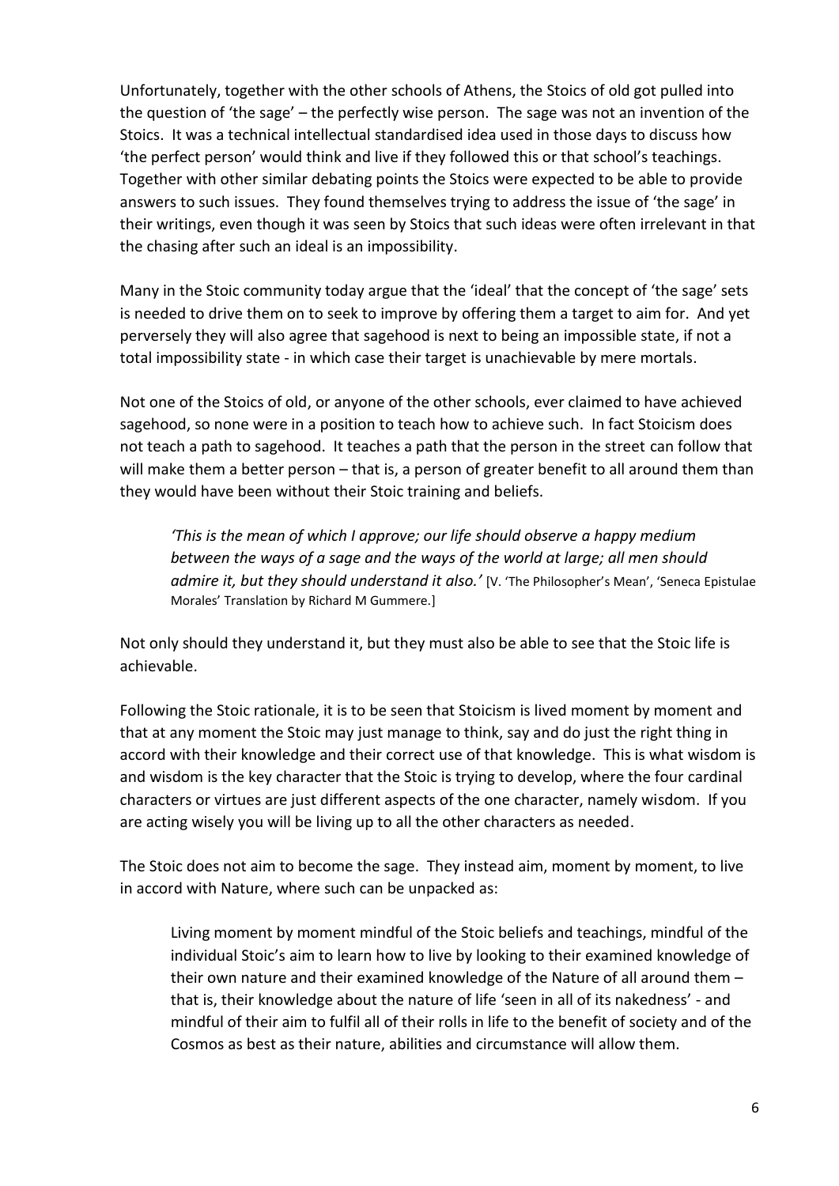Unfortunately, together with the other schools of Athens, the Stoics of old got pulled into the question of 'the sage' – the perfectly wise person. The sage was not an invention of the Stoics. It was a technical intellectual standardised idea used in those days to discuss how 'the perfect person' would think and live if they followed this or that school's teachings. Together with other similar debating points the Stoics were expected to be able to provide answers to such issues. They found themselves trying to address the issue of 'the sage' in their writings, even though it was seen by Stoics that such ideas were often irrelevant in that the chasing after such an ideal is an impossibility.

Many in the Stoic community today argue that the 'ideal' that the concept of 'the sage' sets is needed to drive them on to seek to improve by offering them a target to aim for. And yet perversely they will also agree that sagehood is next to being an impossible state, if not a total impossibility state - in which case their target is unachievable by mere mortals.

Not one of the Stoics of old, or anyone of the other schools, ever claimed to have achieved sagehood, so none were in a position to teach how to achieve such. In fact Stoicism does not teach a path to sagehood. It teaches a path that the person in the street can follow that will make them a better person – that is, a person of greater benefit to all around them than they would have been without their Stoic training and beliefs.

> *'This is the mean of which I approve; our life should observe a happy medium between the ways of a sage and the ways of the world at large; all men should admire it, but they should understand it also.'* [V. 'The Philosopher's Mean', 'Seneca Epistulae Morales' Translation by Richard M Gummere.]

Not only should they understand it, but they must also be able to see that the Stoic life is achievable.

Following the Stoic rationale, it is to be seen that Stoicism is lived moment by moment and that at any moment the Stoic may just manage to think, say and do just the right thing in accord with their knowledge and their correct use of that knowledge. This is what wisdom is and wisdom is the key character that the Stoic is trying to develop, where the four cardinal characters or virtues are just different aspects of the one character, namely wisdom. If you are acting wisely you will be living up to all the other characters as needed.

The Stoic does not aim to become the sage. They instead aim, moment by moment, to live in accord with Nature, where such can be unpacked as:

> Living moment by moment mindful of the Stoic beliefs and teachings, mindful of the individual Stoic's aim to learn how to live by looking to their examined knowledge of their own nature and their examined knowledge of the Nature of all around them – that is, their knowledge about the nature of life 'seen in all of its nakedness' - and mindful of their aim to fulfil all of their rolls in life to the benefit of society and of the Cosmos as best as their nature, abilities and circumstance will allow them.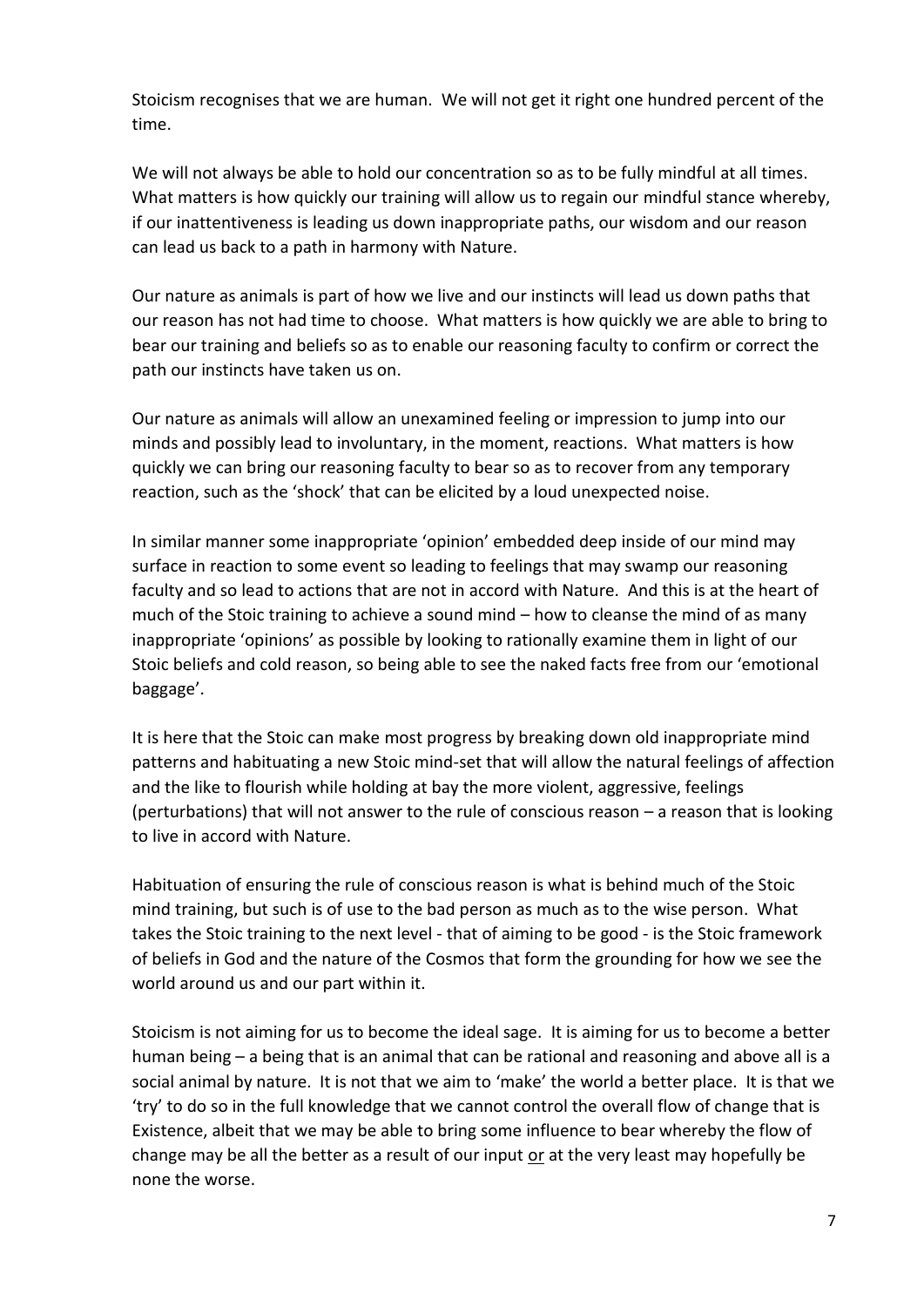Stoicism recognises that we are human. We will not get it right one hundred percent of the time.

We will not always be able to hold our concentration so as to be fully mindful at all times. What matters is how quickly our training will allow us to regain our mindful stance whereby, if our inattentiveness is leading us down inappropriate paths, our wisdom and our reason can lead us back to a path in harmony with Nature.

Our nature as animals is part of how we live and our instincts will lead us down paths that our reason has not had time to choose. What matters is how quickly we are able to bring to bear our training and beliefs so as to enable our reasoning faculty to confirm or correct the path our instincts have taken us on.

Our nature as animals will allow an unexamined feeling or impression to jump into our minds and possibly lead to involuntary, in the moment, reactions. What matters is how quickly we can bring our reasoning faculty to bear so as to recover from any temporary reaction, such as the 'shock' that can be elicited by a loud unexpected noise.

In similar manner some inappropriate 'opinion' embedded deep inside of our mind may surface in reaction to some event so leading to feelings that may swamp our reasoning faculty and so lead to actions that are not in accord with Nature. And this is at the heart of much of the Stoic training to achieve a sound mind – how to cleanse the mind of as many inappropriate 'opinions' as possible by looking to rationally examine them in light of our Stoic beliefs and cold reason, so being able to see the naked facts free from our 'emotional baggage'.

It is here that the Stoic can make most progress by breaking down old inappropriate mind patterns and habituating a new Stoic mind-set that will allow the natural feelings of affection and the like to flourish while holding at bay the more violent, aggressive, feelings (perturbations) that will not answer to the rule of conscious reason – a reason that is looking to live in accord with Nature.

Habituation of ensuring the rule of conscious reason is what is behind much of the Stoic mind training, but such is of use to the bad person as much as to the wise person. What takes the Stoic training to the next level - that of aiming to be good - is the Stoic framework of beliefs in God and the nature of the Cosmos that form the grounding for how we see the world around us and our part within it.

Stoicism is not aiming for us to become the ideal sage. It is aiming for us to become a better human being – a being that is an animal that can be rational and reasoning and above all is a social animal by nature. It is not that we aim to 'make' the world a better place. It is that we 'try' to do so in the full knowledge that we cannot control the overall flow of change that is Existence, albeit that we may be able to bring some influence to bear whereby the flow of change may be all the better as a result of our input <u>or</u> at the very least may hopefully be none the worse.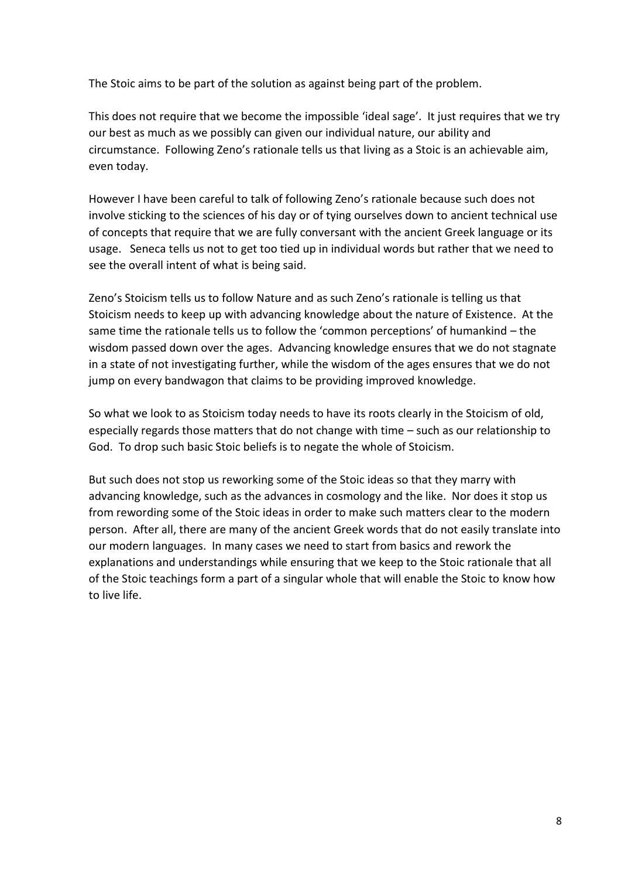The Stoic aims to be part of the solution as against being part of the problem.

This does not require that we become the impossible 'ideal sage'. It just requires that we try our best as much as we possibly can given our individual nature, our ability and circumstance. Following Zeno's rationale tells us that living as a Stoic is an achievable aim, even today.

However I have been careful to talk of following Zeno's rationale because such does not involve sticking to the sciences of his day or of tying ourselves down to ancient technical use of concepts that require that we are fully conversant with the ancient Greek language or its usage. Seneca tells us not to get too tied up in individual words but rather that we need to see the overall intent of what is being said.

Zeno's Stoicism tells us to follow Nature and as such Zeno's rationale is telling us that Stoicism needs to keep up with advancing knowledge about the nature of Existence. At the same time the rationale tells us to follow the 'common perceptions' of humankind – the wisdom passed down over the ages. Advancing knowledge ensures that we do not stagnate in a state of not investigating further, while the wisdom of the ages ensures that we do not jump on every bandwagon that claims to be providing improved knowledge.

So what we look to as Stoicism today needs to have its roots clearly in the Stoicism of old, especially regards those matters that do not change with time – such as our relationship to God. To drop such basic Stoic beliefs is to negate the whole of Stoicism.

But such does not stop us reworking some of the Stoic ideas so that they marry with advancing knowledge, such as the advances in cosmology and the like. Nor does it stop us from rewording some of the Stoic ideas in order to make such matters clear to the modern person. After all, there are many of the ancient Greek words that do not easily translate into our modern languages. In many cases we need to start from basics and rework the explanations and understandings while ensuring that we keep to the Stoic rationale that all of the Stoic teachings form a part of a singular whole that will enable the Stoic to know how to live life.